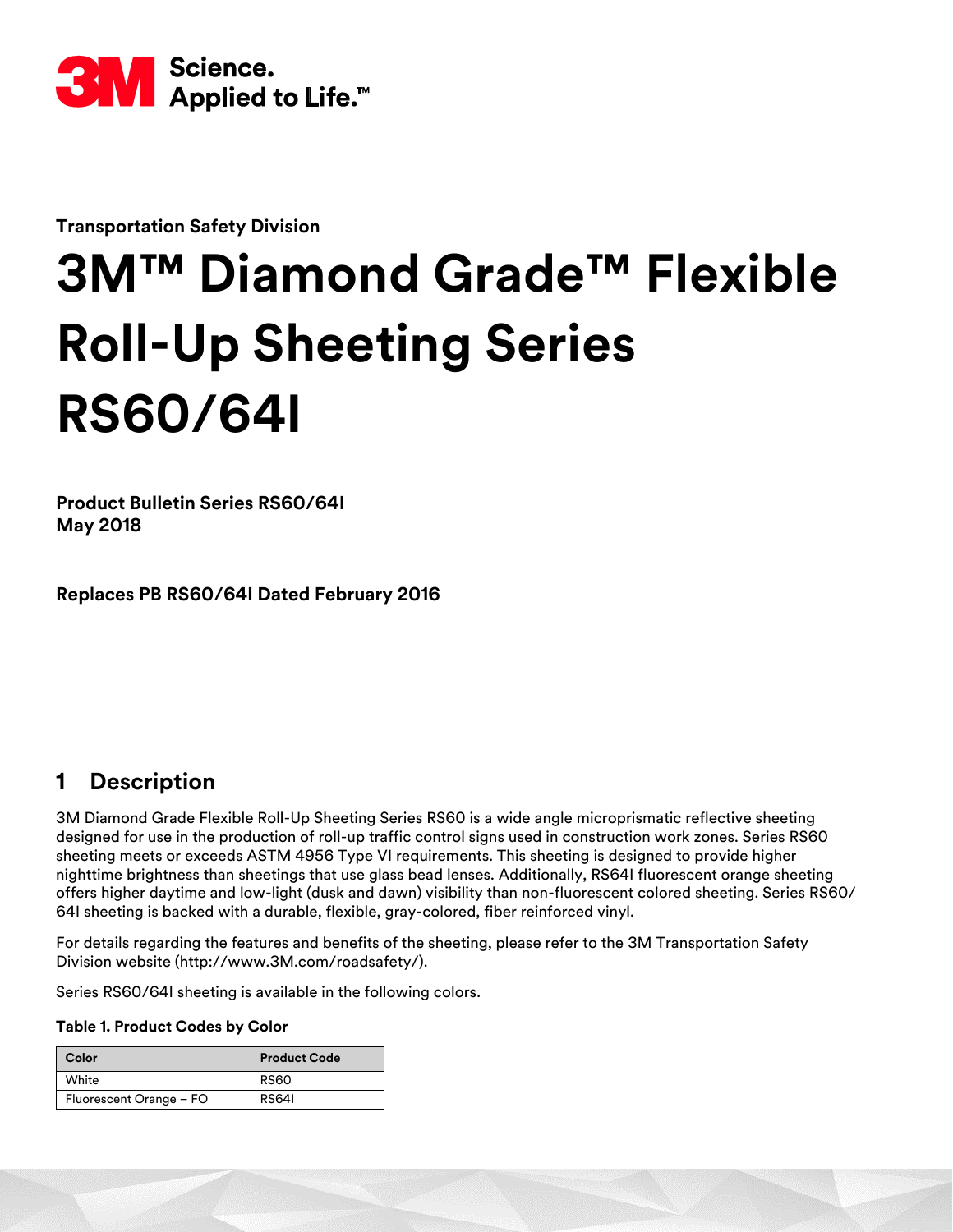3M Science. Applied to Life.™

**Transportation Safety Division**

# 3M™ Diamond Grade™ Flexible Roll-Up Sheeting Series RS60/64I

**Product Bulletin Series RS60/64I**
**May 2018**

**Replaces PB RS60/64I Dated February 2016**

## 1 Description

3M Diamond Grade Flexible Roll-Up Sheeting Series RS60 is a wide angle microprismatic reflective sheeting designed for use in the production of roll-up traffic control signs used in construction work zones. Series RS60 sheeting meets or exceeds ASTM 4956 Type VI requirements. This sheeting is designed to provide higher nighttime brightness than sheetings that use glass bead lenses. Additionally, RS64I fluorescent orange sheeting offers higher daytime and low-light (dusk and dawn) visibility than non-fluorescent colored sheeting. Series RS60/64I sheeting is backed with a durable, flexible, gray-colored, fiber reinforced vinyl.

For details regarding the features and benefits of the sheeting, please refer to the 3M Transportation Safety Division website (http://www.3M.com/roadsafety/).

Series RS60/64I sheeting is available in the following colors.

**Table 1. Product Codes by Color**

| Color | Product Code |
|---|---|
| White | RS60 |
| Fluorescent Orange – FO | RS64I |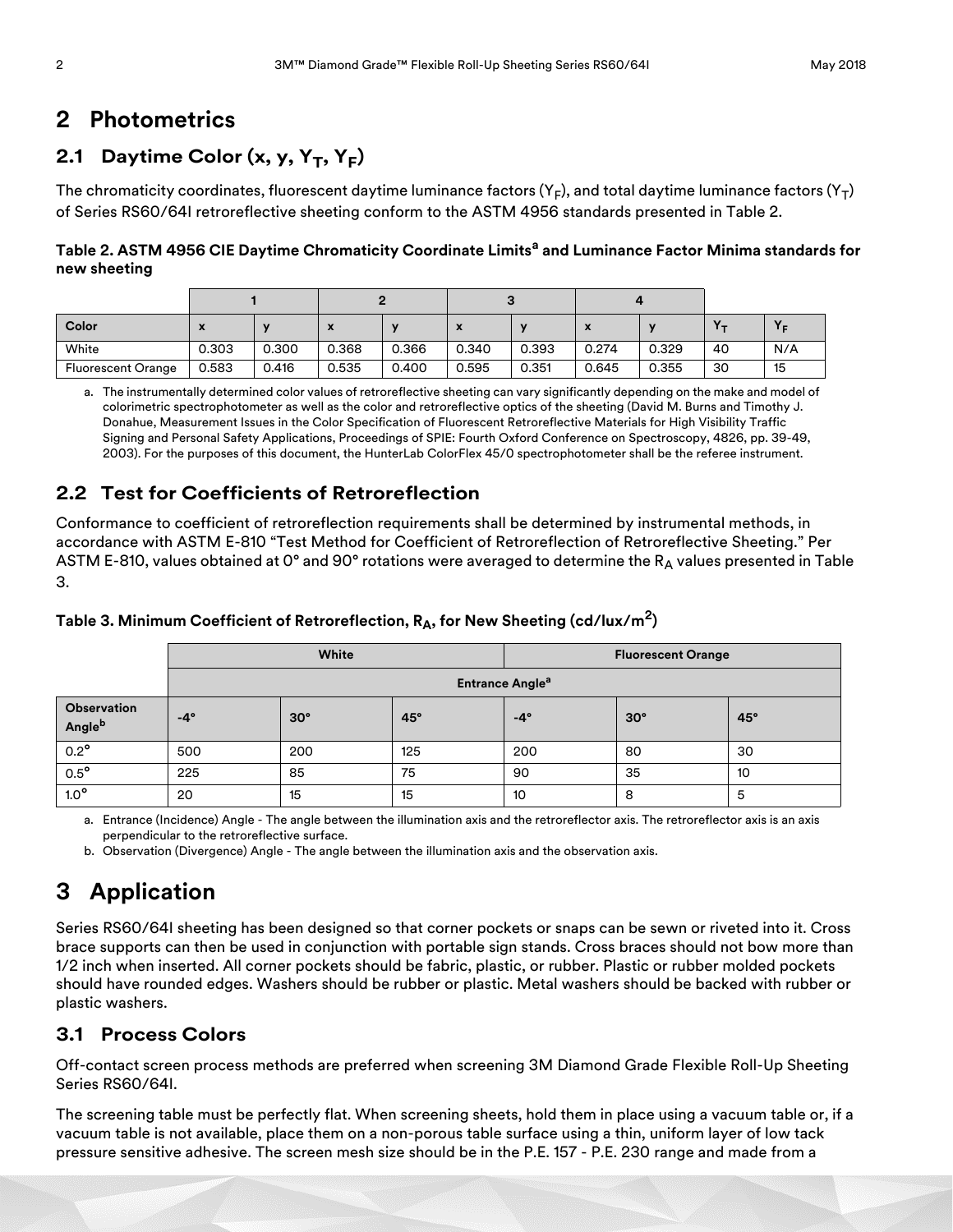# 2 Photometrics

## 2.1 Daytime Color (x, y, $Y_T$, $Y_F$)

The chromaticity coordinates, fluorescent daytime luminance factors ($Y_F$), and total daytime luminance factors ($Y_T$) of Series RS60/64I retroreflective sheeting conform to the ASTM 4956 standards presented in Table 2.

**Table 2. ASTM 4956 CIE Daytime Chromaticity Coordinate Limits[a] and Luminance Factor Minima standards for new sheeting**

| | 1 | | 2 | | 3 | | 4 | | | |
|---|---|---|---|---|---|---|---|---|---|---|
| **Color** | **x** | **y** | **x** | **y** | **x** | **y** | **x** | **y** | $Y_T$ | $Y_F$ |
| White | 0.303 | 0.300 | 0.368 | 0.366 | 0.340 | 0.393 | 0.274 | 0.329 | 40 | N/A |
| Fluorescent Orange | 0.583 | 0.416 | 0.535 | 0.400 | 0.595 | 0.351 | 0.645 | 0.355 | 30 | 15 |

a. The instrumentally determined color values of retroreflective sheeting can vary significantly depending on the make and model of colorimetric spectrophotometer as well as the color and retroreflective optics of the sheeting (David M. Burns and Timothy J. Donahue, Measurement Issues in the Color Specification of Fluorescent Retroreflective Materials for High Visibility Traffic Signing and Personal Safety Applications, Proceedings of SPIE: Fourth Oxford Conference on Spectroscopy, 4826, pp. 39-49, 2003). For the purposes of this document, the HunterLab ColorFlex 45/0 spectrophotometer shall be the referee instrument.

## 2.2 Test for Coefficients of Retroreflection

Conformance to coefficient of retroreflection requirements shall be determined by instrumental methods, in accordance with ASTM E-810 "Test Method for Coefficient of Retroreflection of Retroreflective Sheeting." Per ASTM E-810, values obtained at 0° and 90° rotations were averaged to determine the $R_A$ values presented in Table 3.

**Table 3. Minimum Coefficient of Retroreflection, $R_A$, for New Sheeting (cd/lux/m$^2$)**

| | White | | | Fluorescent Orange | | |
|---|---|---|---|---|---|---|
| | Entrance Angle[a] | | | | | |
| **Observation Angle[b]** | **-4°** | **30°** | **45°** | **-4°** | **30°** | **45°** |
| 0.2° | 500 | 200 | 125 | 200 | 80 | 30 |
| 0.5° | 225 | 85 | 75 | 90 | 35 | 10 |
| 1.0° | 20 | 15 | 15 | 10 | 8 | 5 |

a. Entrance (Incidence) Angle - The angle between the illumination axis and the retroreflector axis. The retroreflector axis is an axis perpendicular to the retroreflective surface.

b. Observation (Divergence) Angle - The angle between the illumination axis and the observation axis.

# 3 Application

Series RS60/64I sheeting has been designed so that corner pockets or snaps can be sewn or riveted into it. Cross brace supports can then be used in conjunction with portable sign stands. Cross braces should not bow more than 1/2 inch when inserted. All corner pockets should be fabric, plastic, or rubber. Plastic or rubber molded pockets should have rounded edges. Washers should be rubber or plastic. Metal washers should be backed with rubber or plastic washers.

## 3.1 Process Colors

Off-contact screen process methods are preferred when screening 3M Diamond Grade Flexible Roll-Up Sheeting Series RS60/64I.

The screening table must be perfectly flat. When screening sheets, hold them in place using a vacuum table or, if a vacuum table is not available, place them on a non-porous table surface using a thin, uniform layer of low tack pressure sensitive adhesive. The screen mesh size should be in the P.E. 157 - P.E. 230 range and made from a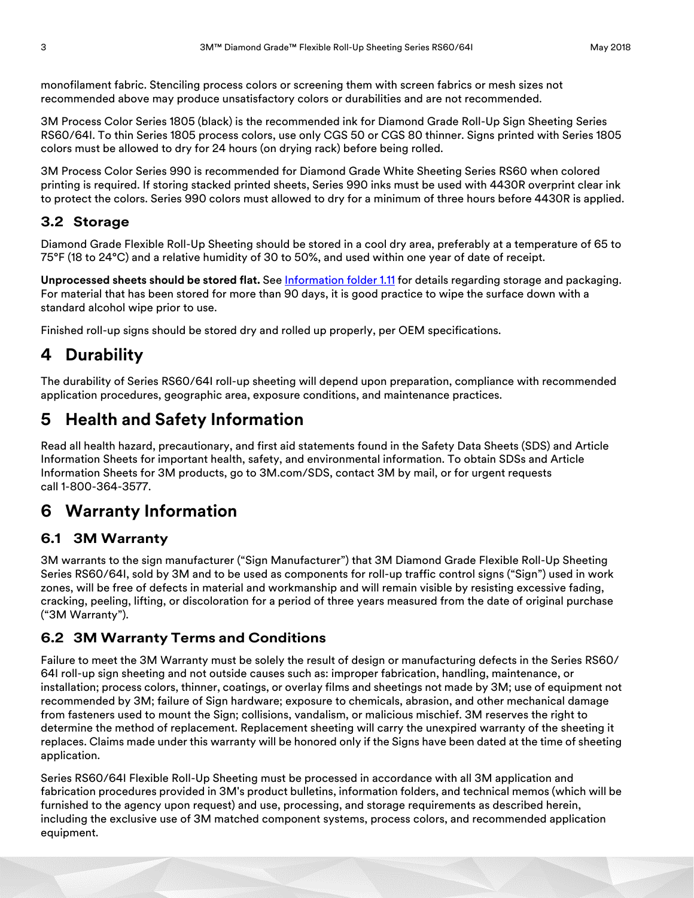monofilament fabric. Stenciling process colors or screening them with screen fabrics or mesh sizes not recommended above may produce unsatisfactory colors or durabilities and are not recommended.

3M Process Color Series 1805 (black) is the recommended ink for Diamond Grade Roll-Up Sign Sheeting Series RS60/64I. To thin Series 1805 process colors, use only CGS 50 or CGS 80 thinner. Signs printed with Series 1805 colors must be allowed to dry for 24 hours (on drying rack) before being rolled.

3M Process Color Series 990 is recommended for Diamond Grade White Sheeting Series RS60 when colored printing is required. If storing stacked printed sheets, Series 990 inks must be used with 4430R overprint clear ink to protect the colors. Series 990 colors must allowed to dry for a minimum of three hours before 4430R is applied.

### 3.2 Storage

Diamond Grade Flexible Roll-Up Sheeting should be stored in a cool dry area, preferably at a temperature of 65 to 75°F (18 to 24°C) and a relative humidity of 30 to 50%, and used within one year of date of receipt.

**Unprocessed sheets should be stored flat.** See Information folder 1.11 for details regarding storage and packaging. For material that has been stored for more than 90 days, it is good practice to wipe the surface down with a standard alcohol wipe prior to use.

Finished roll-up signs should be stored dry and rolled up properly, per OEM specifications.

## 4 Durability

The durability of Series RS60/64I roll-up sheeting will depend upon preparation, compliance with recommended application procedures, geographic area, exposure conditions, and maintenance practices.

## 5 Health and Safety Information

Read all health hazard, precautionary, and first aid statements found in the Safety Data Sheets (SDS) and Article Information Sheets for important health, safety, and environmental information. To obtain SDSs and Article Information Sheets for 3M products, go to 3M.com/SDS, contact 3M by mail, or for urgent requests call 1-800-364-3577.

## 6 Warranty Information

### 6.1 3M Warranty

3M warrants to the sign manufacturer ("Sign Manufacturer") that 3M Diamond Grade Flexible Roll-Up Sheeting Series RS60/64I, sold by 3M and to be used as components for roll-up traffic control signs ("Sign") used in work zones, will be free of defects in material and workmanship and will remain visible by resisting excessive fading, cracking, peeling, lifting, or discoloration for a period of three years measured from the date of original purchase ("3M Warranty").

### 6.2 3M Warranty Terms and Conditions

Failure to meet the 3M Warranty must be solely the result of design or manufacturing defects in the Series RS60/64I roll-up sign sheeting and not outside causes such as: improper fabrication, handling, maintenance, or installation; process colors, thinner, coatings, or overlay films and sheetings not made by 3M; use of equipment not recommended by 3M; failure of Sign hardware; exposure to chemicals, abrasion, and other mechanical damage from fasteners used to mount the Sign; collisions, vandalism, or malicious mischief. 3M reserves the right to determine the method of replacement. Replacement sheeting will carry the unexpired warranty of the sheeting it replaces. Claims made under this warranty will be honored only if the Signs have been dated at the time of sheeting application.

Series RS60/64I Flexible Roll-Up Sheeting must be processed in accordance with all 3M application and fabrication procedures provided in 3M's product bulletins, information folders, and technical memos (which will be furnished to the agency upon request) and use, processing, and storage requirements as described herein, including the exclusive use of 3M matched component systems, process colors, and recommended application equipment.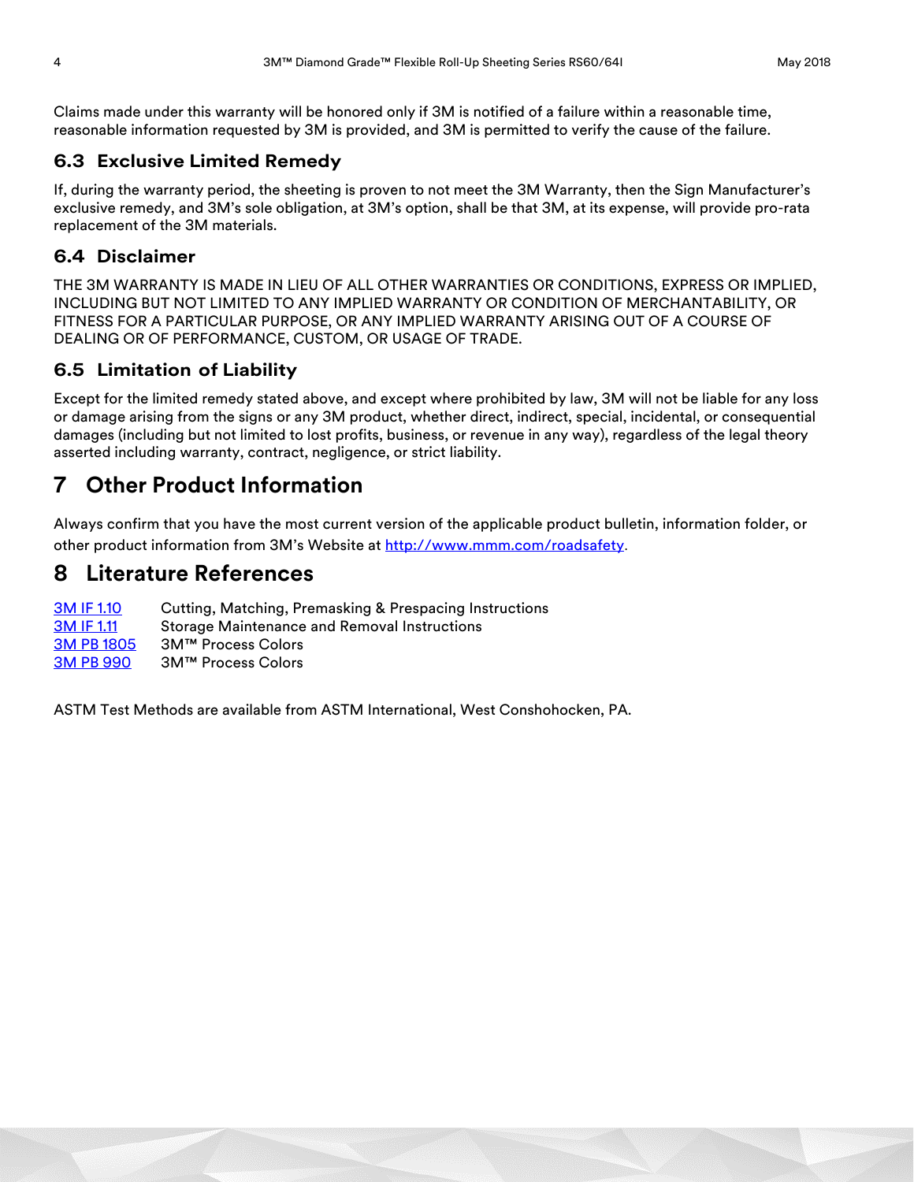Claims made under this warranty will be honored only if 3M is notified of a failure within a reasonable time, reasonable information requested by 3M is provided, and 3M is permitted to verify the cause of the failure.

### 6.3 Exclusive Limited Remedy

If, during the warranty period, the sheeting is proven to not meet the 3M Warranty, then the Sign Manufacturer's exclusive remedy, and 3M's sole obligation, at 3M's option, shall be that 3M, at its expense, will provide pro-rata replacement of the 3M materials.

### 6.4 Disclaimer

THE 3M WARRANTY IS MADE IN LIEU OF ALL OTHER WARRANTIES OR CONDITIONS, EXPRESS OR IMPLIED, INCLUDING BUT NOT LIMITED TO ANY IMPLIED WARRANTY OR CONDITION OF MERCHANTABILITY, OR FITNESS FOR A PARTICULAR PURPOSE, OR ANY IMPLIED WARRANTY ARISING OUT OF A COURSE OF DEALING OR OF PERFORMANCE, CUSTOM, OR USAGE OF TRADE.

### 6.5 Limitation of Liability

Except for the limited remedy stated above, and except where prohibited by law, 3M will not be liable for any loss or damage arising from the signs or any 3M product, whether direct, indirect, special, incidental, or consequential damages (including but not limited to lost profits, business, or revenue in any way), regardless of the legal theory asserted including warranty, contract, negligence, or strict liability.

## 7 Other Product Information

Always confirm that you have the most current version of the applicable product bulletin, information folder, or other product information from 3M's Website at http://www.mmm.com/roadsafety.

## 8 Literature References

| | |
|---|---|
| 3M IF 1.10 | Cutting, Matching, Premasking & Prespacing Instructions |
| 3M IF 1.11 | Storage Maintenance and Removal Instructions |
| 3M PB 1805 | 3M™ Process Colors |
| 3M PB 990 | 3M™ Process Colors |

ASTM Test Methods are available from ASTM International, West Conshohocken, PA.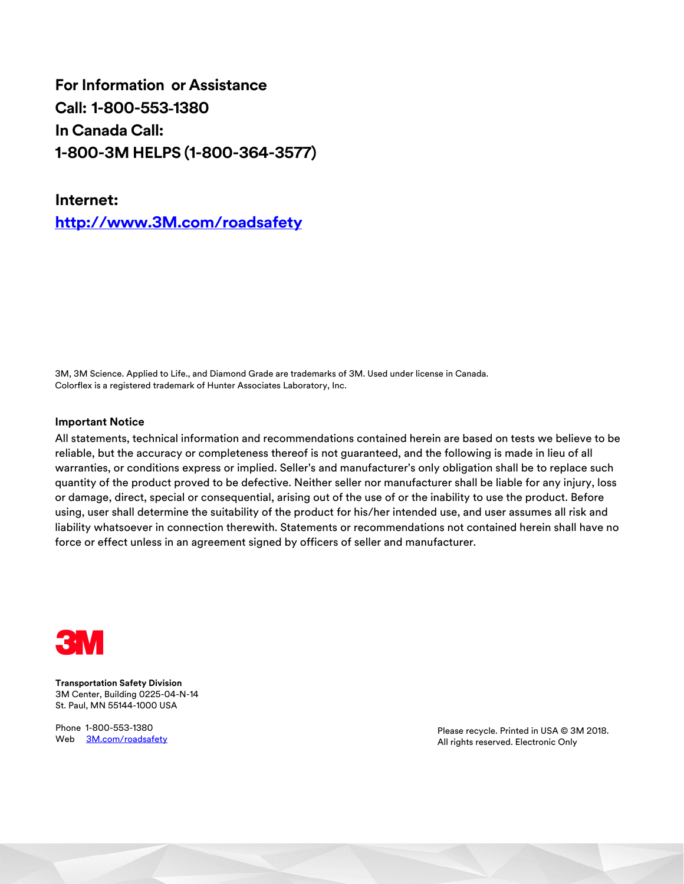**For Information or Assistance**
**Call: 1-800-553-1380**
**In Canada Call:**
**1-800-3M HELPS (1-800-364-3577)**

**Internet:**
**http://www.3M.com/roadsafety**

3M, 3M Science. Applied to Life., and Diamond Grade are trademarks of 3M. Used under license in Canada.
Colorflex is a registered trademark of Hunter Associates Laboratory, Inc.

**Important Notice**

All statements, technical information and recommendations contained herein are based on tests we believe to be reliable, but the accuracy or completeness thereof is not guaranteed, and the following is made in lieu of all warranties, or conditions express or implied. Seller's and manufacturer's only obligation shall be to replace such quantity of the product proved to be defective. Neither seller nor manufacturer shall be liable for any injury, loss or damage, direct, special or consequential, arising out of the use of or the inability to use the product. Before using, user shall determine the suitability of the product for his/her intended use, and user assumes all risk and liability whatsoever in connection therewith. Statements or recommendations not contained herein shall have no force or effect unless in an agreement signed by officers of seller and manufacturer.

3M

**Transportation Safety Division**
3M Center, Building 0225-04-N-14
St. Paul, MN 55144-1000 USA

Phone 1-800-553-1380
Web 3M.com/roadsafety

Please recycle. Printed in USA © 3M 2018.
All rights reserved. Electronic Only